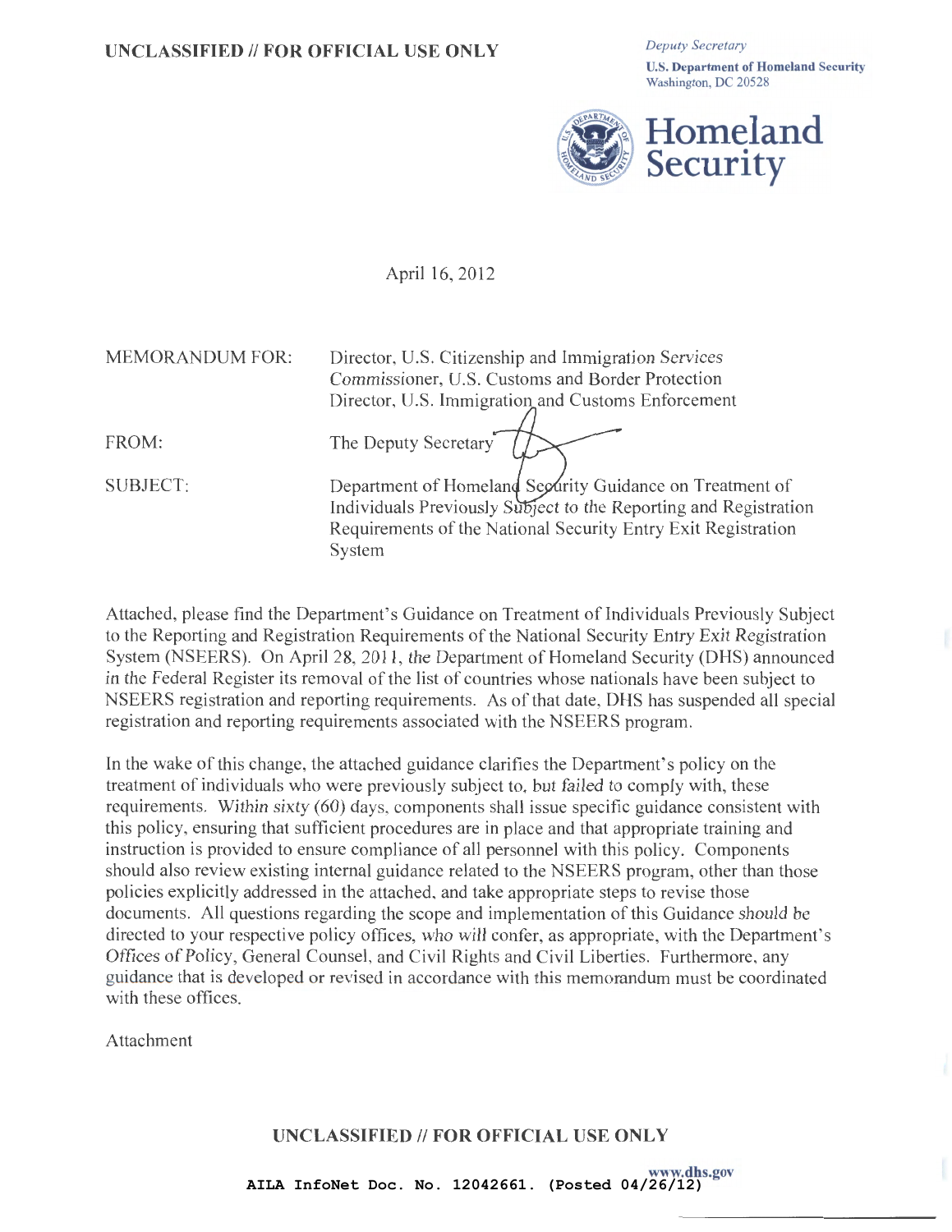UNCLASSIFIED // FOR OFFICIAL USE ONLY

*Deputy Secretary*
**U.S. Department of Homeland Security**
Washington, DC 20528

**Homeland Security**

April 16, 2012

MEMORANDUM FOR: Director, U.S. Citizenship and Immigration Services
Commissioner, U.S. Customs and Border Protection
Director, U.S. Immigration and Customs Enforcement

FROM: The Deputy Secretary

SUBJECT: Department of Homeland Security Guidance on Treatment of Individuals Previously Subject to the Reporting and Registration Requirements of the National Security Entry Exit Registration System

Attached, please find the Department's Guidance on Treatment of Individuals Previously Subject to the Reporting and Registration Requirements of the National Security Entry Exit Registration System (NSEERS). On April 28, 2011, the Department of Homeland Security (DHS) announced in the Federal Register its removal of the list of countries whose nationals have been subject to NSEERS registration and reporting requirements. As of that date, DHS has suspended all special registration and reporting requirements associated with the NSEERS program.

In the wake of this change, the attached guidance clarifies the Department's policy on the treatment of individuals who were previously subject to, but failed to comply with, these requirements. Within sixty (60) days, components shall issue specific guidance consistent with this policy, ensuring that sufficient procedures are in place and that appropriate training and instruction is provided to ensure compliance of all personnel with this policy. Components should also review existing internal guidance related to the NSEERS program, other than those policies explicitly addressed in the attached, and take appropriate steps to revise those documents. All questions regarding the scope and implementation of this Guidance should be directed to your respective policy offices, who will confer, as appropriate, with the Department's Offices of Policy, General Counsel, and Civil Rights and Civil Liberties. Furthermore, any guidance that is developed or revised in accordance with this memorandum must be coordinated with these offices.

Attachment

UNCLASSIFIED // FOR OFFICIAL USE ONLY

www.dhs.gov

AILA InfoNet Doc. No. 12042661. (Posted 04/26/12)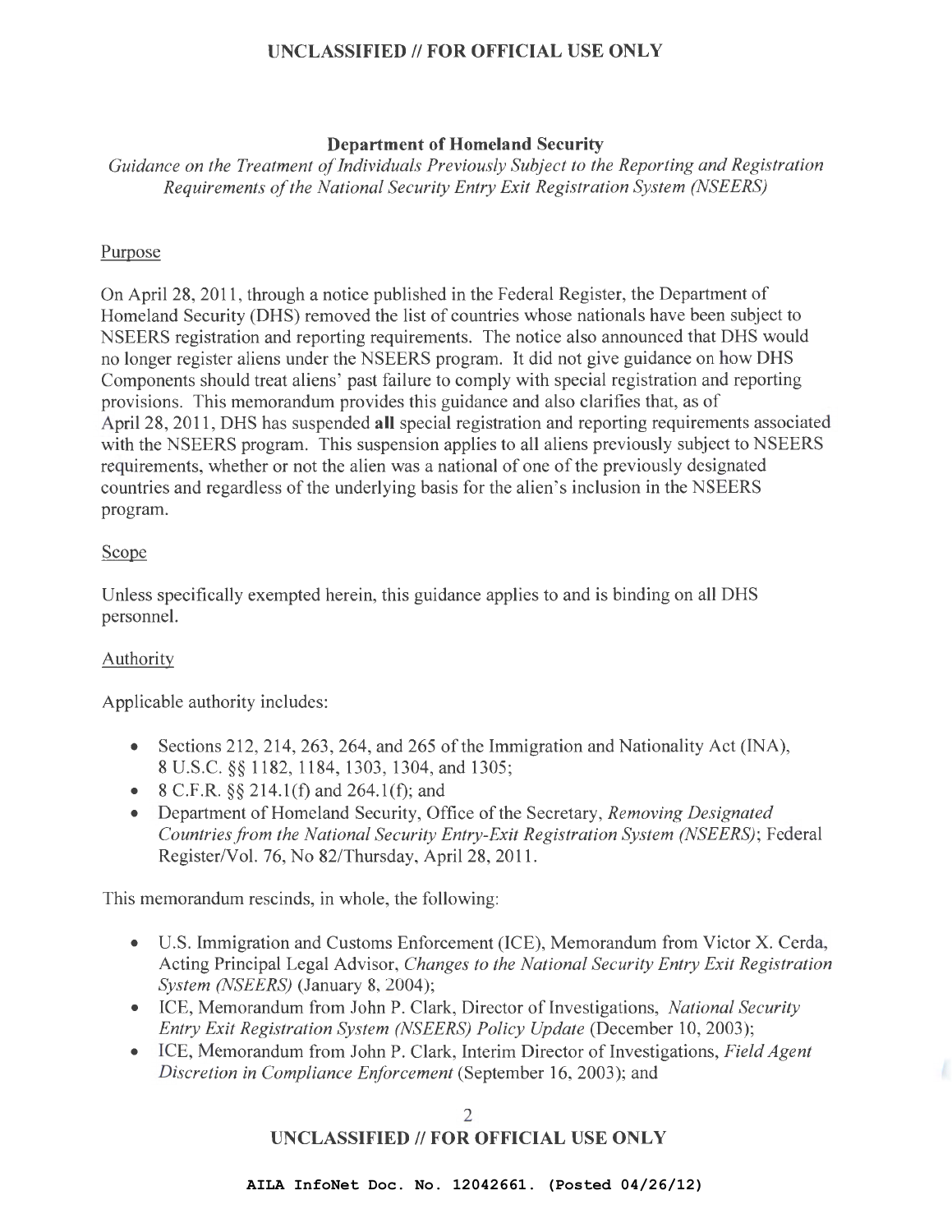## Department of Homeland Security

*Guidance on the Treatment of Individuals Previously Subject to the Reporting and Registration Requirements of the National Security Entry Exit Registration System (NSEERS)*

Purpose

On April 28, 2011, through a notice published in the Federal Register, the Department of Homeland Security (DHS) removed the list of countries whose nationals have been subject to NSEERS registration and reporting requirements. The notice also announced that DHS would no longer register aliens under the NSEERS program. It did not give guidance on how DHS Components should treat aliens' past failure to comply with special registration and reporting provisions. This memorandum provides this guidance and also clarifies that, as of April 28, 2011, DHS has suspended **all** special registration and reporting requirements associated with the NSEERS program. This suspension applies to all aliens previously subject to NSEERS requirements, whether or not the alien was a national of one of the previously designated countries and regardless of the underlying basis for the alien's inclusion in the NSEERS program.

Scope

Unless specifically exempted herein, this guidance applies to and is binding on all DHS personnel.

Authority

Applicable authority includes:

- Sections 212, 214, 263, 264, and 265 of the Immigration and Nationality Act (INA), 8 U.S.C. §§ 1182, 1184, 1303, 1304, and 1305;
- 8 C.F.R. §§ 214.1(f) and 264.1(f); and
- Department of Homeland Security, Office of the Secretary, *Removing Designated Countries from the National Security Entry-Exit Registration System (NSEERS)*; Federal Register/Vol. 76, No 82/Thursday, April 28, 2011.

This memorandum rescinds, in whole, the following:

- U.S. Immigration and Customs Enforcement (ICE), Memorandum from Victor X. Cerda, Acting Principal Legal Advisor, *Changes to the National Security Entry Exit Registration System (NSEERS)* (January 8, 2004);
- ICE, Memorandum from John P. Clark, Director of Investigations, *National Security Entry Exit Registration System (NSEERS) Policy Update* (December 10, 2003);
- ICE, Memorandum from John P. Clark, Interim Director of Investigations, *Field Agent Discretion in Compliance Enforcement* (September 16, 2003); and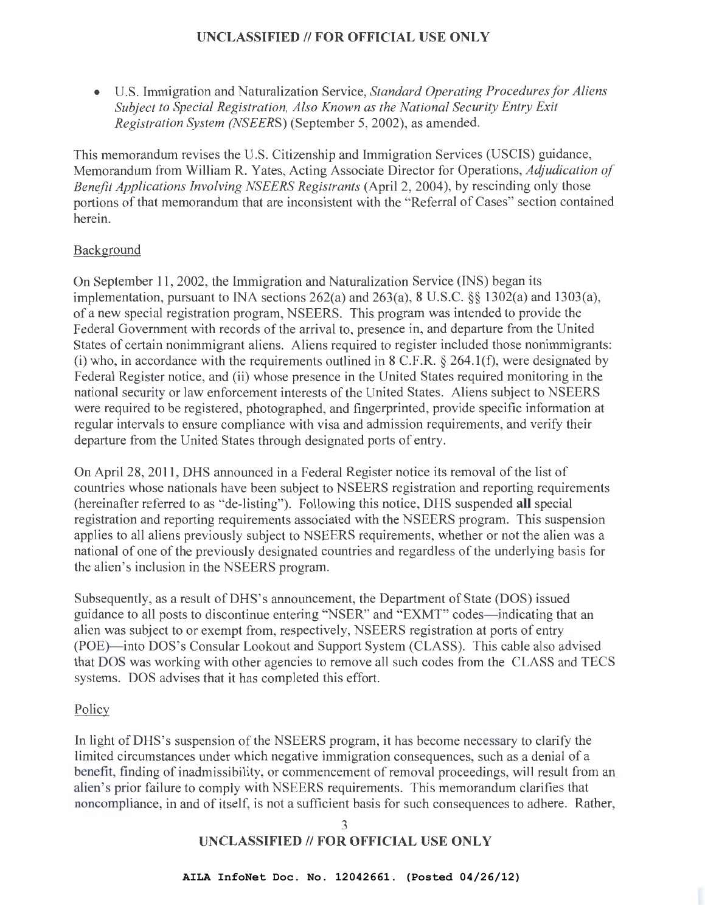- U.S. Immigration and Naturalization Service, *Standard Operating Procedures for Aliens Subject to Special Registration, Also Known as the National Security Entry Exit Registration System (NSEERS)* (September 5, 2002), as amended.

This memorandum revises the U.S. Citizenship and Immigration Services (USCIS) guidance, Memorandum from William R. Yates, Acting Associate Director for Operations, *Adjudication of Benefit Applications Involving NSEERS Registrants* (April 2, 2004), by rescinding only those portions of that memorandum that are inconsistent with the "Referral of Cases" section contained herein.

## Background

On September 11, 2002, the Immigration and Naturalization Service (INS) began its implementation, pursuant to INA sections 262(a) and 263(a), 8 U.S.C. §§ 1302(a) and 1303(a), of a new special registration program, NSEERS. This program was intended to provide the Federal Government with records of the arrival to, presence in, and departure from the United States of certain nonimmigrant aliens. Aliens required to register included those nonimmigrants: (i) who, in accordance with the requirements outlined in 8 C.F.R. § 264.1(f), were designated by Federal Register notice, and (ii) whose presence in the United States required monitoring in the national security or law enforcement interests of the United States. Aliens subject to NSEERS were required to be registered, photographed, and fingerprinted, provide specific information at regular intervals to ensure compliance with visa and admission requirements, and verify their departure from the United States through designated ports of entry.

On April 28, 2011, DHS announced in a Federal Register notice its removal of the list of countries whose nationals have been subject to NSEERS registration and reporting requirements (hereinafter referred to as "de-listing"). Following this notice, DHS suspended **all** special registration and reporting requirements associated with the NSEERS program. This suspension applies to all aliens previously subject to NSEERS requirements, whether or not the alien was a national of one of the previously designated countries and regardless of the underlying basis for the alien's inclusion in the NSEERS program.

Subsequently, as a result of DHS's announcement, the Department of State (DOS) issued guidance to all posts to discontinue entering "NSER" and "EXMT" codes—indicating that an alien was subject to or exempt from, respectively, NSEERS registration at ports of entry (POE)—into DOS's Consular Lookout and Support System (CLASS). This cable also advised that DOS was working with other agencies to remove all such codes from the CLASS and TECS systems. DOS advises that it has completed this effort.

## Policy

In light of DHS's suspension of the NSEERS program, it has become necessary to clarify the limited circumstances under which negative immigration consequences, such as a denial of a benefit, finding of inadmissibility, or commencement of removal proceedings, will result from an alien's prior failure to comply with NSEERS requirements. This memorandum clarifies that noncompliance, in and of itself, is not a sufficient basis for such consequences to adhere. Rather,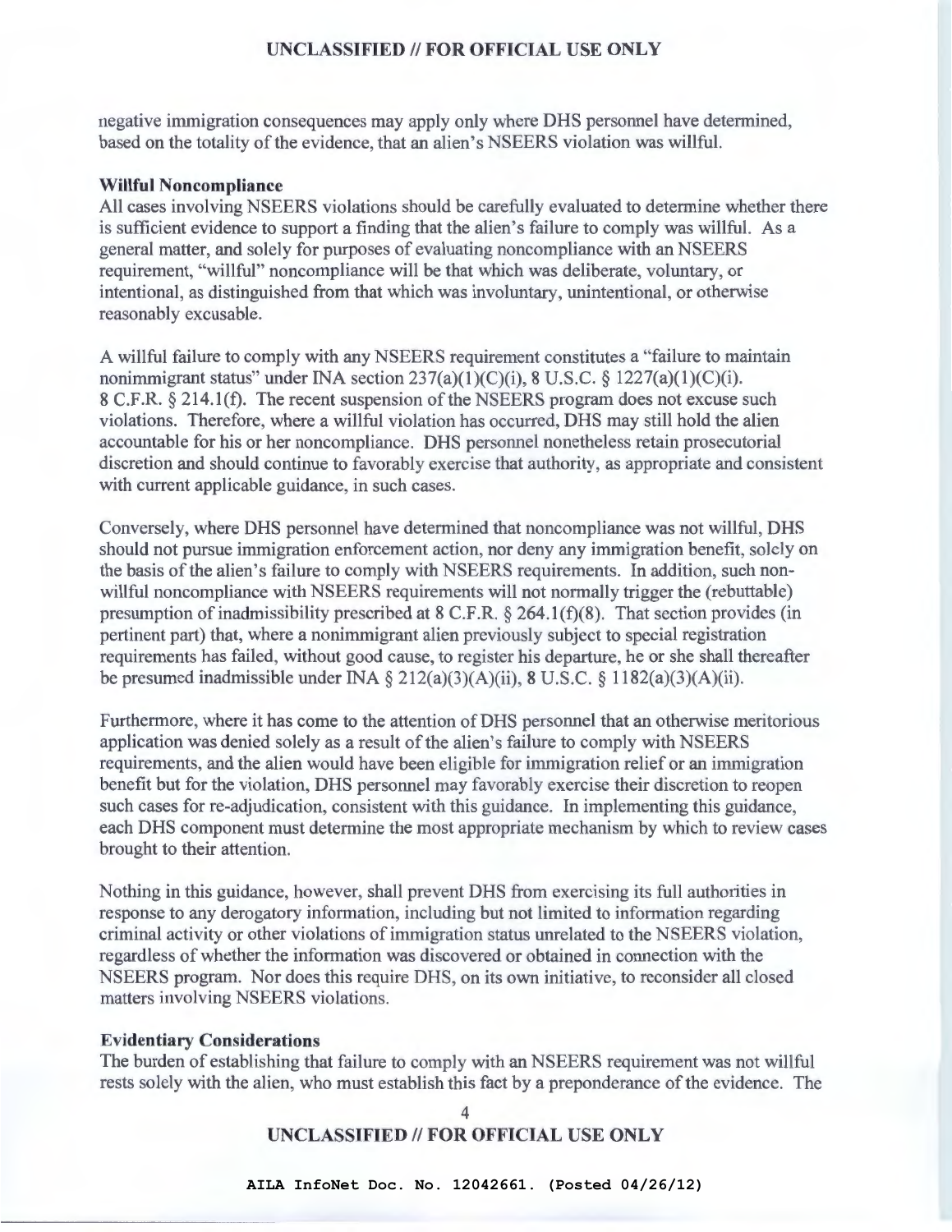negative immigration consequences may apply only where DHS personnel have determined, based on the totality of the evidence, that an alien's NSEERS violation was willful.

**Willful Noncompliance**

All cases involving NSEERS violations should be carefully evaluated to determine whether there is sufficient evidence to support a finding that the alien's failure to comply was willful. As a general matter, and solely for purposes of evaluating noncompliance with an NSEERS requirement, "willful" noncompliance will be that which was deliberate, voluntary, or intentional, as distinguished from that which was involuntary, unintentional, or otherwise reasonably excusable.

A willful failure to comply with any NSEERS requirement constitutes a "failure to maintain nonimmigrant status" under INA section 237(a)(1)(C)(i), 8 U.S.C. § 1227(a)(1)(C)(i). 8 C.F.R. § 214.1(f). The recent suspension of the NSEERS program does not excuse such violations. Therefore, where a willful violation has occurred, DHS may still hold the alien accountable for his or her noncompliance. DHS personnel nonetheless retain prosecutorial discretion and should continue to favorably exercise that authority, as appropriate and consistent with current applicable guidance, in such cases.

Conversely, where DHS personnel have determined that noncompliance was not willful, DHS should not pursue immigration enforcement action, nor deny any immigration benefit, solely on the basis of the alien's failure to comply with NSEERS requirements. In addition, such non-willful noncompliance with NSEERS requirements will not normally trigger the (rebuttable) presumption of inadmissibility prescribed at 8 C.F.R. § 264.1(f)(8). That section provides (in pertinent part) that, where a nonimmigrant alien previously subject to special registration requirements has failed, without good cause, to register his departure, he or she shall thereafter be presumed inadmissible under INA § 212(a)(3)(A)(ii), 8 U.S.C. § 1182(a)(3)(A)(ii).

Furthermore, where it has come to the attention of DHS personnel that an otherwise meritorious application was denied solely as a result of the alien's failure to comply with NSEERS requirements, and the alien would have been eligible for immigration relief or an immigration benefit but for the violation, DHS personnel may favorably exercise their discretion to reopen such cases for re-adjudication, consistent with this guidance. In implementing this guidance, each DHS component must determine the most appropriate mechanism by which to review cases brought to their attention.

Nothing in this guidance, however, shall prevent DHS from exercising its full authorities in response to any derogatory information, including but not limited to information regarding criminal activity or other violations of immigration status unrelated to the NSEERS violation, regardless of whether the information was discovered or obtained in connection with the NSEERS program. Nor does this require DHS, on its own initiative, to reconsider all closed matters involving NSEERS violations.

**Evidentiary Considerations**

The burden of establishing that failure to comply with an NSEERS requirement was not willful rests solely with the alien, who must establish this fact by a preponderance of the evidence. The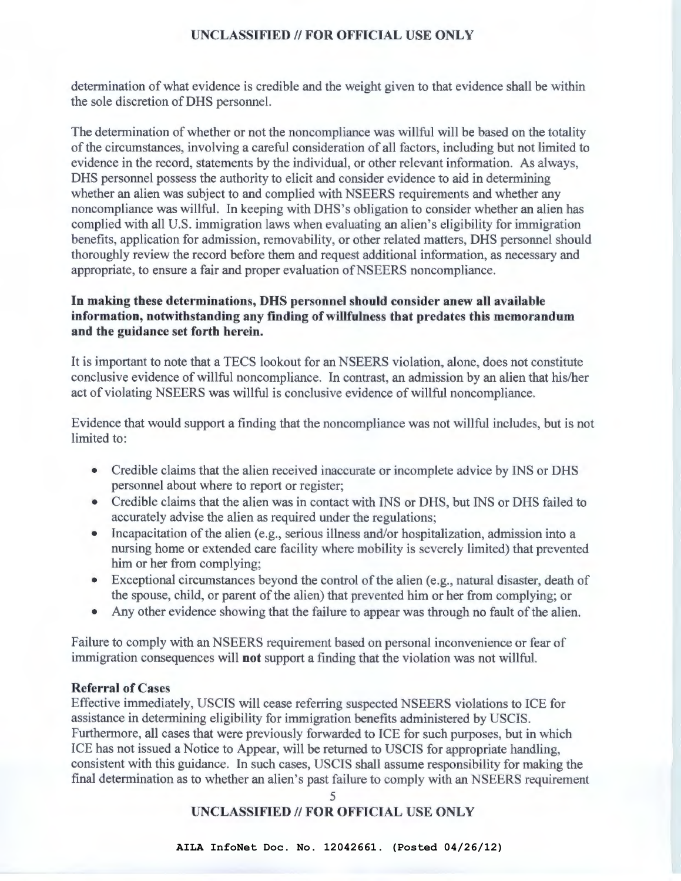determination of what evidence is credible and the weight given to that evidence shall be within the sole discretion of DHS personnel.

The determination of whether or not the noncompliance was willful will be based on the totality of the circumstances, involving a careful consideration of all factors, including but not limited to evidence in the record, statements by the individual, or other relevant information. As always, DHS personnel possess the authority to elicit and consider evidence to aid in determining whether an alien was subject to and complied with NSEERS requirements and whether any noncompliance was willful. In keeping with DHS's obligation to consider whether an alien has complied with all U.S. immigration laws when evaluating an alien's eligibility for immigration benefits, application for admission, removability, or other related matters, DHS personnel should thoroughly review the record before them and request additional information, as necessary and appropriate, to ensure a fair and proper evaluation of NSEERS noncompliance.

**In making these determinations, DHS personnel should consider anew all available information, notwithstanding any finding of willfulness that predates this memorandum and the guidance set forth herein.**

It is important to note that a TECS lookout for an NSEERS violation, alone, does not constitute conclusive evidence of willful noncompliance. In contrast, an admission by an alien that his/her act of violating NSEERS was willful is conclusive evidence of willful noncompliance.

Evidence that would support a finding that the noncompliance was not willful includes, but is not limited to:

- Credible claims that the alien received inaccurate or incomplete advice by INS or DHS personnel about where to report or register;
- Credible claims that the alien was in contact with INS or DHS, but INS or DHS failed to accurately advise the alien as required under the regulations;
- Incapacitation of the alien (e.g., serious illness and/or hospitalization, admission into a nursing home or extended care facility where mobility is severely limited) that prevented him or her from complying;
- Exceptional circumstances beyond the control of the alien (e.g., natural disaster, death of the spouse, child, or parent of the alien) that prevented him or her from complying; or
- Any other evidence showing that the failure to appear was through no fault of the alien.

Failure to comply with an NSEERS requirement based on personal inconvenience or fear of immigration consequences will **not** support a finding that the violation was not willful.

**Referral of Cases**

Effective immediately, USCIS will cease referring suspected NSEERS violations to ICE for assistance in determining eligibility for immigration benefits administered by USCIS. Furthermore, all cases that were previously forwarded to ICE for such purposes, but in which ICE has not issued a Notice to Appear, will be returned to USCIS for appropriate handling, consistent with this guidance. In such cases, USCIS shall assume responsibility for making the final determination as to whether an alien's past failure to comply with an NSEERS requirement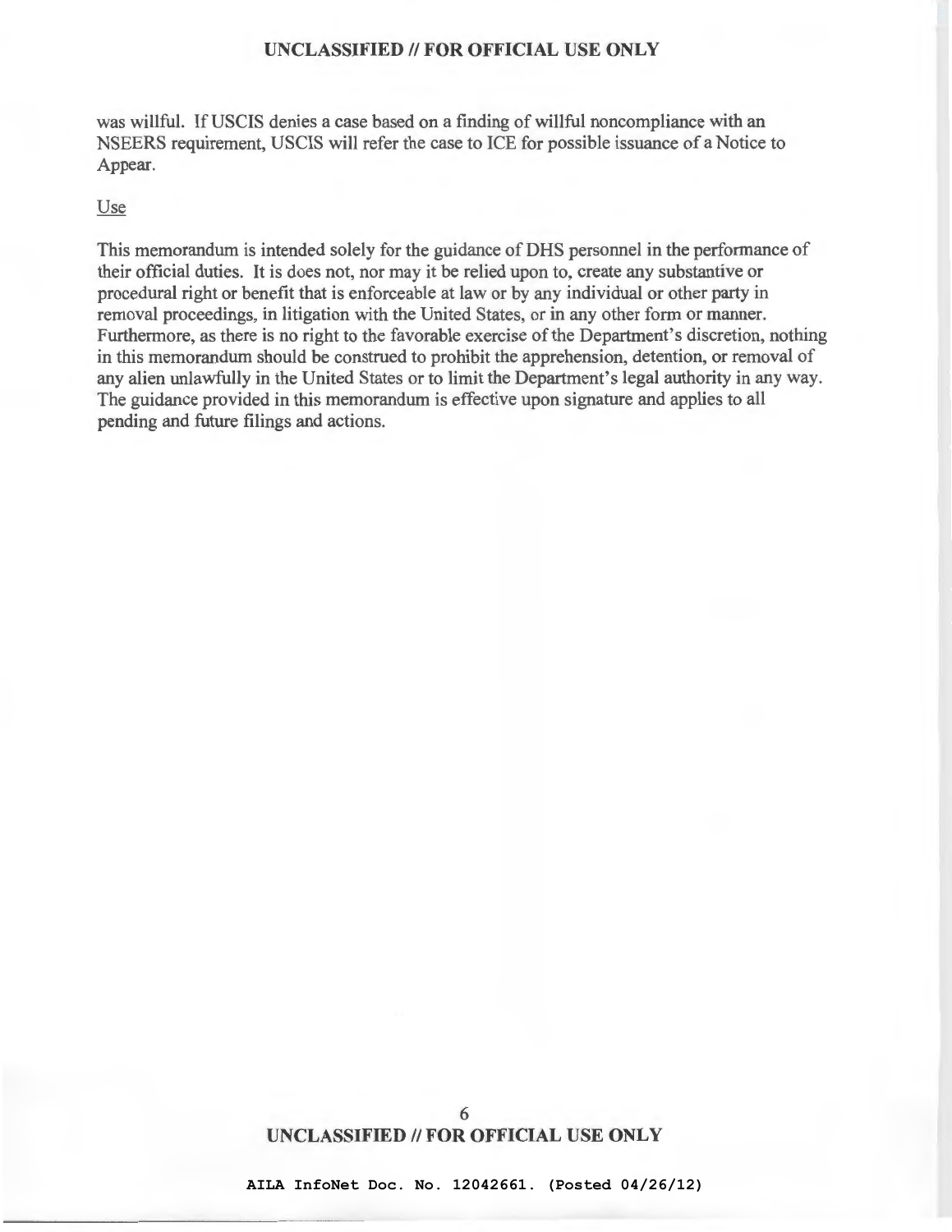was willful. If USCIS denies a case based on a finding of willful noncompliance with an NSEERS requirement, USCIS will refer the case to ICE for possible issuance of a Notice to Appear.

Use

This memorandum is intended solely for the guidance of DHS personnel in the performance of their official duties. It is does not, nor may it be relied upon to, create any substantive or procedural right or benefit that is enforceable at law or by any individual or other party in removal proceedings, in litigation with the United States, or in any other form or manner. Furthermore, as there is no right to the favorable exercise of the Department's discretion, nothing in this memorandum should be construed to prohibit the apprehension, detention, or removal of any alien unlawfully in the United States or to limit the Department's legal authority in any way. The guidance provided in this memorandum is effective upon signature and applies to all pending and future filings and actions.